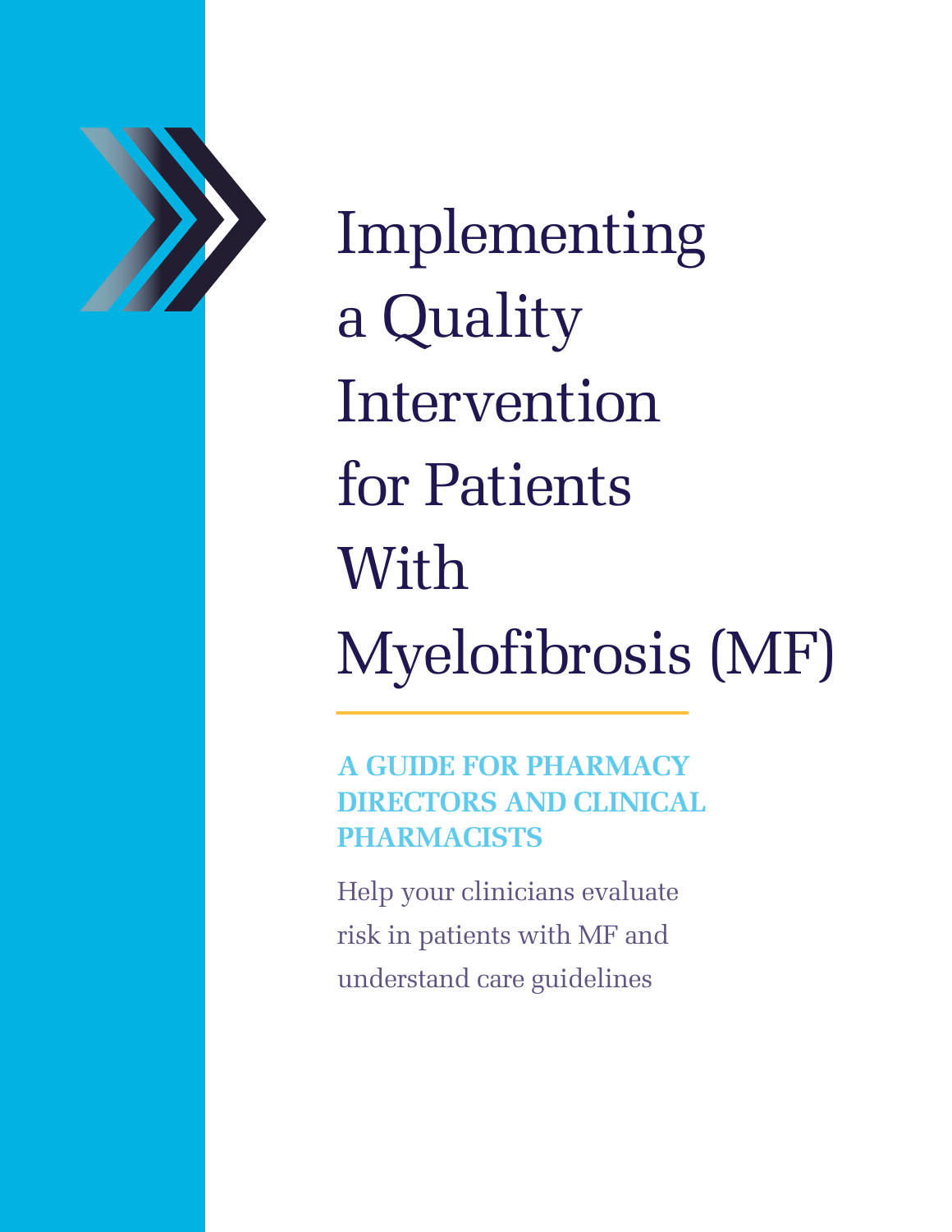# Implementing a Quality Intervention for Patients With Myelofibrosis (MF)

## A GUIDE FOR PHARMACY DIRECTORS AND CLINICAL PHARMACISTS

Help your clinicians evaluate risk in patients with MF and understand care guidelines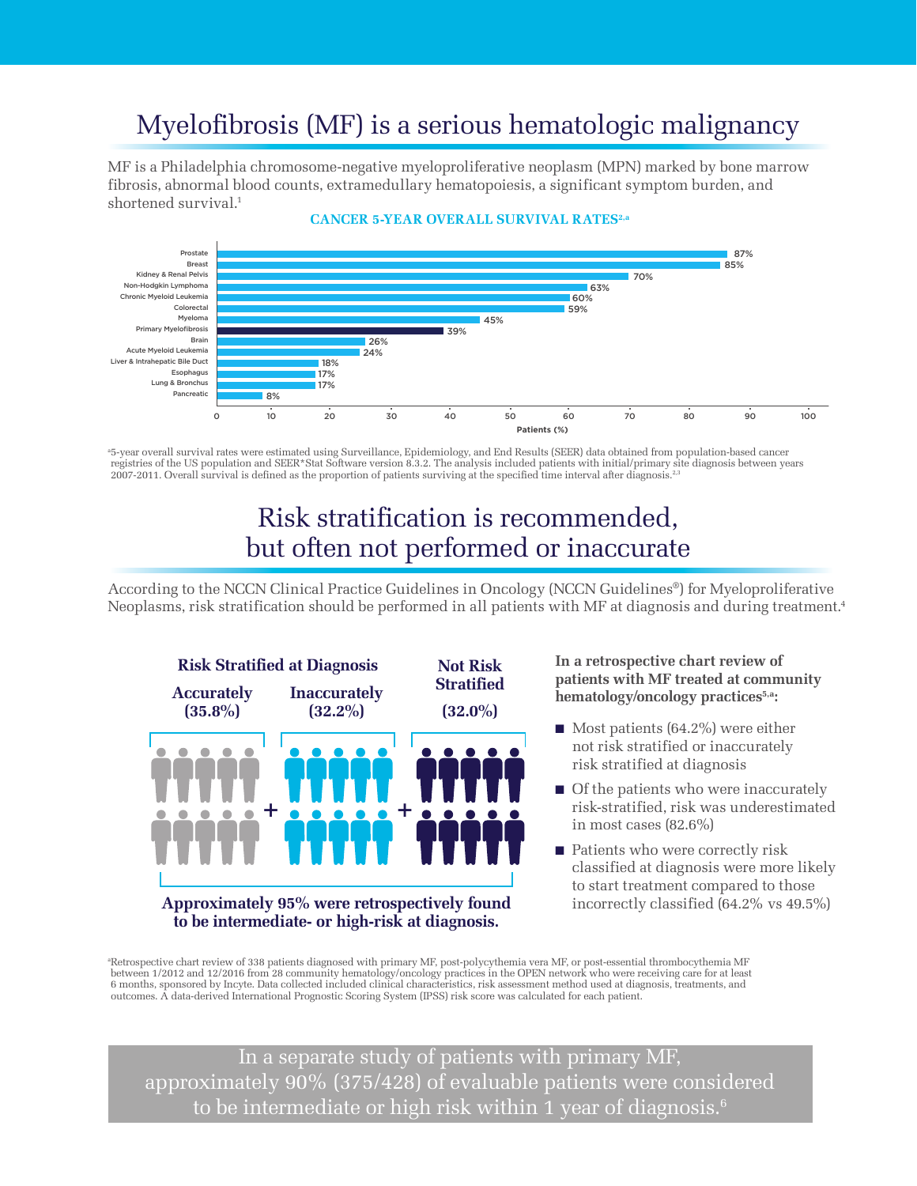# Myelofibrosis (MF) is a serious hematologic malignancy

MF is a Philadelphia chromosome-negative myeloproliferative neoplasm (MPN) marked by bone marrow fibrosis, abnormal blood counts, extramedullary hematopoiesis, a significant symptom burden, and shortened survival.[1]

**CANCER 5-YEAR OVERALL SURVIVAL RATES[2,a]**

| Cancer | Patients (%) |
|---|---|
| Prostate | 87% |
| Breast | 85% |
| Kidney & Renal Pelvis | 70% |
| Non-Hodgkin Lymphoma | 63% |
| Chronic Myeloid Leukemia | 60% |
| Colorectal | 59% |
| Myeloma | 45% |
| Primary Myelofibrosis | 39% |
| Brain | 26% |
| Acute Myeloid Leukemia | 24% |
| Liver & Intrahepatic Bile Duct | 18% |
| Esophagus | 17% |
| Lung & Bronchus | 17% |
| Pancreatic | 8% |

[a]5-year overall survival rates were estimated using Surveillance, Epidemiology, and End Results (SEER) data obtained from population-based cancer registries of the US population and SEER*Stat Software version 8.3.2. The analysis included patients with initial/primary site diagnosis between years 2007-2011. Overall survival is defined as the proportion of patients surviving at the specified time interval after diagnosis.[2,3]

# Risk stratification is recommended, but often not performed or inaccurate

According to the NCCN Clinical Practice Guidelines in Oncology (NCCN Guidelines®) for Myeloproliferative Neoplasms, risk stratification should be performed in all patients with MF at diagnosis and during treatment.[4]

**Risk Stratified at Diagnosis**

- **Accurately (35.8%)**
- **Inaccurately (32.2%)**

**Not Risk Stratified (32.0%)**

**Approximately 95% were retrospectively found to be intermediate- or high-risk at diagnosis.**

**In a retrospective chart review of patients with MF treated at community hematology/oncology practices[5,a]:**

- Most patients (64.2%) were either not risk stratified or inaccurately risk stratified at diagnosis
- Of the patients who were inaccurately risk-stratified, risk was underestimated in most cases (82.6%)
- Patients who were correctly risk classified at diagnosis were more likely to start treatment compared to those incorrectly classified (64.2% vs 49.5%)

[a]Retrospective chart review of 338 patients diagnosed with primary MF, post-polycythemia vera MF, or post-essential thrombocythemia MF between 1/2012 and 12/2016 from 28 community hematology/oncology practices in the OPEN network who were receiving care for at least 6 months, sponsored by Incyte. Data collected included clinical characteristics, risk assessment method used at diagnosis, treatments, and outcomes. A data-derived International Prognostic Scoring System (IPSS) risk score was calculated for each patient.

In a separate study of patients with primary MF, approximately 90% (375/428) of evaluable patients were considered to be intermediate or high risk within 1 year of diagnosis.[6]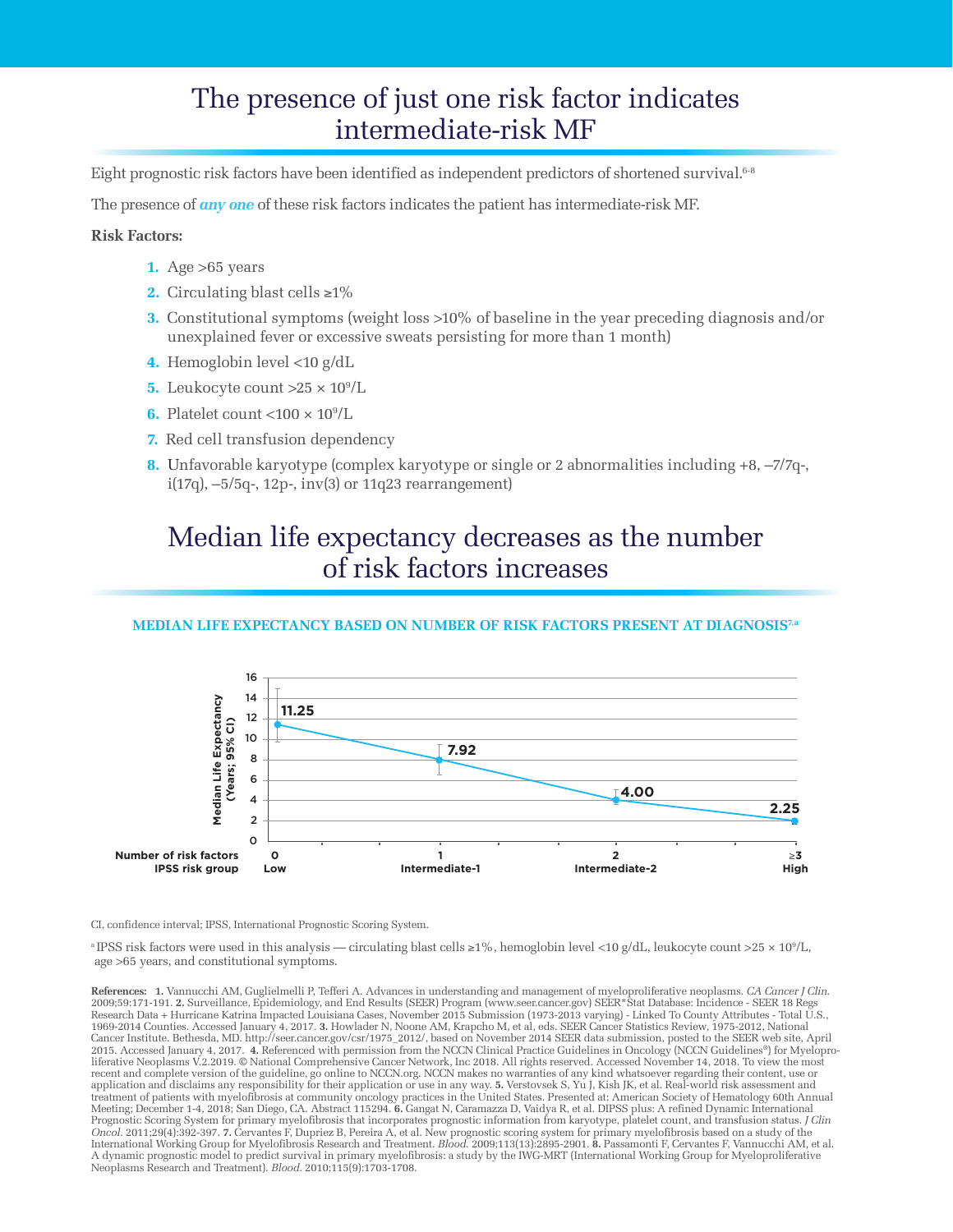# The presence of just one risk factor indicates intermediate-risk MF

Eight prognostic risk factors have been identified as independent predictors of shortened survival.[6-8]

The presence of ***any one*** of these risk factors indicates the patient has intermediate-risk MF.

**Risk Factors:**

1. Age >65 years
2. Circulating blast cells ≥1%
3. Constitutional symptoms (weight loss >10% of baseline in the year preceding diagnosis and/or unexplained fever or excessive sweats persisting for more than 1 month)
4. Hemoglobin level <10 g/dL
5. Leukocyte count $>25 \times 10^9$/L
6. Platelet count $<100 \times 10^9$/L
7. Red cell transfusion dependency
8. Unfavorable karyotype (complex karyotype or single or 2 abnormalities including +8, –7/7q-, i(17q), –5/5q-, 12p-, inv(3) or 11q23 rearrangement)

# Median life expectancy decreases as the number of risk factors increases

**MEDIAN LIFE EXPECTANCY BASED ON NUMBER OF RISK FACTORS PRESENT AT DIAGNOSIS[7,a]**

| Number of risk factors | 0 | 1 | 2 | ≥3 |
|---|---|---|---|---|
| IPSS risk group | Low | Intermediate-1 | Intermediate-2 | High |
| Median Life Expectancy (Years; 95% CI) | 11.25 | 7.92 | 4.00 | 2.25 |

CI, confidence interval; IPSS, International Prognostic Scoring System.

[a] IPSS risk factors were used in this analysis — circulating blast cells ≥1%, hemoglobin level <10 g/dL, leukocyte count $>25 \times 10^9$/L, age >65 years, and constitutional symptoms.

**References:** **1.** Vannucchi AM, Guglielmelli P, Tefferi A. Advances in understanding and management of myeloproliferative neoplasms. *CA Cancer J Clin.* 2009;59:171-191. **2.** Surveillance, Epidemiology, and End Results (SEER) Program (www.seer.cancer.gov) SEER*Stat Database: Incidence - SEER 18 Regs Research Data + Hurricane Katrina Impacted Louisiana Cases, November 2015 Submission (1973-2013 varying) - Linked To County Attributes - Total U.S., 1969-2014 Counties. Accessed January 4, 2017. **3.** Howlader N, Noone AM, Krapcho M, et al, eds. SEER Cancer Statistics Review, 1975-2012, National Cancer Institute. Bethesda, MD. http://seer.cancer.gov/csr/1975_2012/, based on November 2014 SEER data submission, posted to the SEER web site, April 2015. Accessed January 4, 2017. **4.** Referenced with permission from the NCCN Clinical Practice Guidelines in Oncology (NCCN Guidelines®) for Myeloproliferative Neoplasms V.2.2019. © National Comprehensive Cancer Network, Inc 2018. All rights reserved. Accessed November 14, 2018. To view the most recent and complete version of the guideline, go online to NCCN.org. NCCN makes no warranties of any kind whatsoever regarding their content, use or application and disclaims any responsibility for their application or use in any way. **5.** Verstovsek S, Yu J, Kish JK, et al. Real-world risk assessment and treatment of patients with myelofibrosis at community oncology practices in the United States. Presented at: American Society of Hematology 60th Annual Meeting; December 1-4, 2018; San Diego, CA. Abstract 115294. **6.** Gangat N, Caramazza D, Vaidya R, et al. DIPSS plus: A refined Dynamic International Prognostic Scoring System for primary myelofibrosis that incorporates prognostic information from karyotype, platelet count, and transfusion status. *J Clin Oncol.* 2011;29(4):392-397. **7.** Cervantes F, Dupriez B, Pereira A, et al. New prognostic scoring system for primary myelofibrosis based on a study of the International Working Group for Myelofibrosis Research and Treatment. *Blood.* 2009;113(13):2895-2901. **8.** Passamonti F, Cervantes F, Vannucchi AM, et al. A dynamic prognostic model to predict survival in primary myelofibrosis: a study by the IWG-MRT (International Working Group for Myeloproliferative Neoplasms Research and Treatment). *Blood.* 2010;115(9):1703-1708.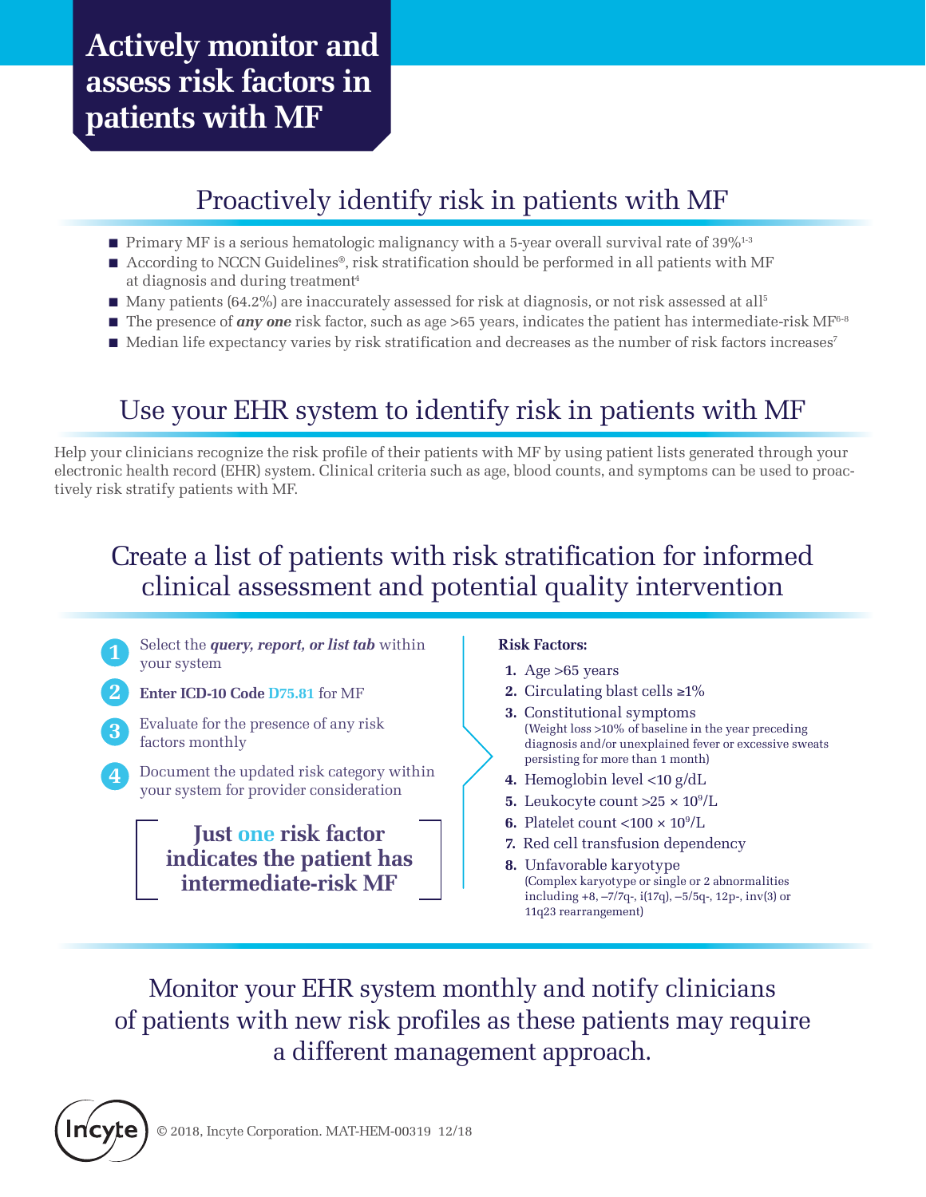# Actively monitor and assess risk factors in patients with MF

## Proactively identify risk in patients with MF

- Primary MF is a serious hematologic malignancy with a 5-year overall survival rate of 39%[1-3]
- According to NCCN Guidelines®, risk stratification should be performed in all patients with MF at diagnosis and during treatment[4]
- Many patients (64.2%) are inaccurately assessed for risk at diagnosis, or not risk assessed at all[5]
- The presence of ***any one*** risk factor, such as age >65 years, indicates the patient has intermediate-risk MF[6-8]
- Median life expectancy varies by risk stratification and decreases as the number of risk factors increases[7]

## Use your EHR system to identify risk in patients with MF

Help your clinicians recognize the risk profile of their patients with MF by using patient lists generated through your electronic health record (EHR) system. Clinical criteria such as age, blood counts, and symptoms can be used to proactively risk stratify patients with MF.

## Create a list of patients with risk stratification for informed clinical assessment and potential quality intervention

1. Select the ***query, report, or list tab*** within your system
2. **Enter ICD-10 Code D75.81** for MF
3. Evaluate for the presence of any risk factors monthly
4. Document the updated risk category within your system for provider consideration

**Just one risk factor indicates the patient has intermediate-risk MF**

**Risk Factors:**

1. Age >65 years
2. Circulating blast cells ≥1%
3. Constitutional symptoms (Weight loss >10% of baseline in the year preceding diagnosis and/or unexplained fever or excessive sweats persisting for more than 1 month)
4. Hemoglobin level <10 g/dL
5. Leukocyte count $>25 \times 10^9$/L
6. Platelet count $<100 \times 10^9$/L
7. Red cell transfusion dependency
8. Unfavorable karyotype (Complex karyotype or single or 2 abnormalities including +8, –7/7q-, i(17q), –5/5q-, 12p-, inv(3) or 11q23 rearrangement)

Monitor your EHR system monthly and notify clinicians of patients with new risk profiles as these patients may require a different management approach.

Incyte

© 2018, Incyte Corporation. MAT-HEM-00319 12/18